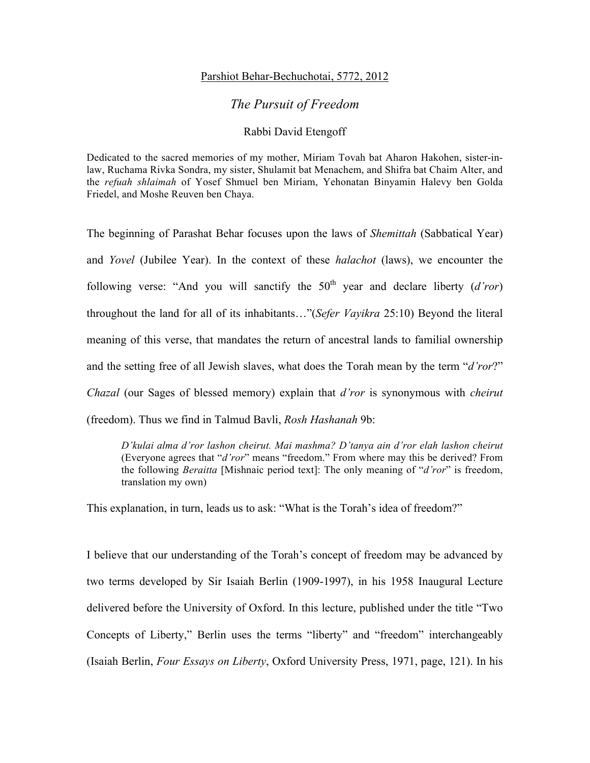Parshiot Behar-Bechuchotai, 5772, 2012

# *The Pursuit of Freedom*

Rabbi David Etengoff

Dedicated to the sacred memories of my mother, Miriam Tovah bat Aharon Hakohen, sister-in-law, Ruchama Rivka Sondra, my sister, Shulamit bat Menachem, and Shifra bat Chaim Alter, and the *refuah shlaimah* of Yosef Shmuel ben Miriam, Yehonatan Binyamin Halevy ben Golda Friedel, and Moshe Reuven ben Chaya.

The beginning of Parashat Behar focuses upon the laws of *Shemittah* (Sabbatical Year) and *Yovel* (Jubilee Year). In the context of these *halachot* (laws), we encounter the following verse: "And you will sanctify the 50th year and declare liberty (*d'ror*) throughout the land for all of its inhabitants…"(*Sefer Vayikra* 25:10) Beyond the literal meaning of this verse, that mandates the return of ancestral lands to familial ownership and the setting free of all Jewish slaves, what does the Torah mean by the term "*d'ror*?" *Chazal* (our Sages of blessed memory) explain that *d'ror* is synonymous with *cheirut* (freedom). Thus we find in Talmud Bavli, *Rosh Hashanah* 9b:

> *D'kulai alma d'ror lashon cheirut. Mai mashma? D'tanya ain d'ror elah lashon cheirut* (Everyone agrees that "*d'ror*" means "freedom." From where may this be derived? From the following *Beraitta* [Mishnaic period text]: The only meaning of "*d'ror*" is freedom, translation my own)

This explanation, in turn, leads us to ask: "What is the Torah's idea of freedom?"

I believe that our understanding of the Torah's concept of freedom may be advanced by two terms developed by Sir Isaiah Berlin (1909-1997), in his 1958 Inaugural Lecture delivered before the University of Oxford. In this lecture, published under the title "Two Concepts of Liberty," Berlin uses the terms "liberty" and "freedom" interchangeably (Isaiah Berlin, *Four Essays on Liberty*, Oxford University Press, 1971, page, 121). In his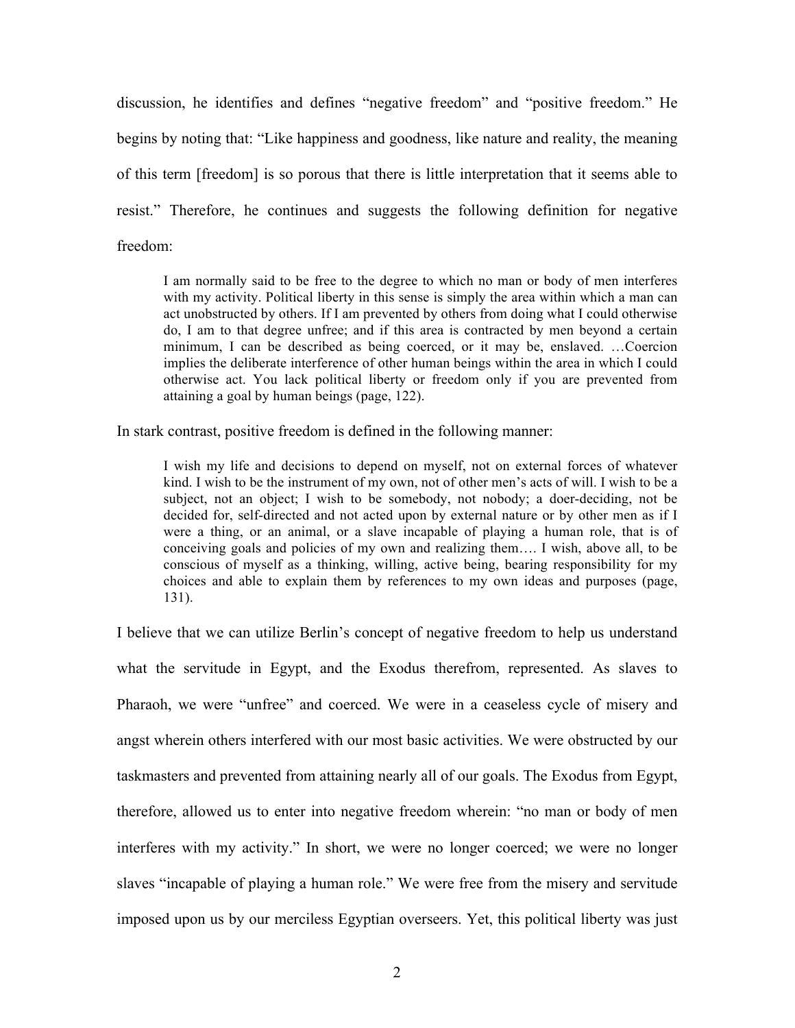discussion, he identifies and defines "negative freedom" and "positive freedom." He begins by noting that: "Like happiness and goodness, like nature and reality, the meaning of this term [freedom] is so porous that there is little interpretation that it seems able to resist." Therefore, he continues and suggests the following definition for negative freedom:

> I am normally said to be free to the degree to which no man or body of men interferes with my activity. Political liberty in this sense is simply the area within which a man can act unobstructed by others. If I am prevented by others from doing what I could otherwise do, I am to that degree unfree; and if this area is contracted by men beyond a certain minimum, I can be described as being coerced, or it may be, enslaved. …Coercion implies the deliberate interference of other human beings within the area in which I could otherwise act. You lack political liberty or freedom only if you are prevented from attaining a goal by human beings (page, 122).

In stark contrast, positive freedom is defined in the following manner:

> I wish my life and decisions to depend on myself, not on external forces of whatever kind. I wish to be the instrument of my own, not of other men's acts of will. I wish to be a subject, not an object; I wish to be somebody, not nobody; a doer-deciding, not be decided for, self-directed and not acted upon by external nature or by other men as if I were a thing, or an animal, or a slave incapable of playing a human role, that is of conceiving goals and policies of my own and realizing them…. I wish, above all, to be conscious of myself as a thinking, willing, active being, bearing responsibility for my choices and able to explain them by references to my own ideas and purposes (page, 131).

I believe that we can utilize Berlin's concept of negative freedom to help us understand what the servitude in Egypt, and the Exodus therefrom, represented. As slaves to Pharaoh, we were "unfree" and coerced. We were in a ceaseless cycle of misery and angst wherein others interfered with our most basic activities. We were obstructed by our taskmasters and prevented from attaining nearly all of our goals. The Exodus from Egypt, therefore, allowed us to enter into negative freedom wherein: "no man or body of men interferes with my activity." In short, we were no longer coerced; we were no longer slaves "incapable of playing a human role." We were free from the misery and servitude imposed upon us by our merciless Egyptian overseers. Yet, this political liberty was just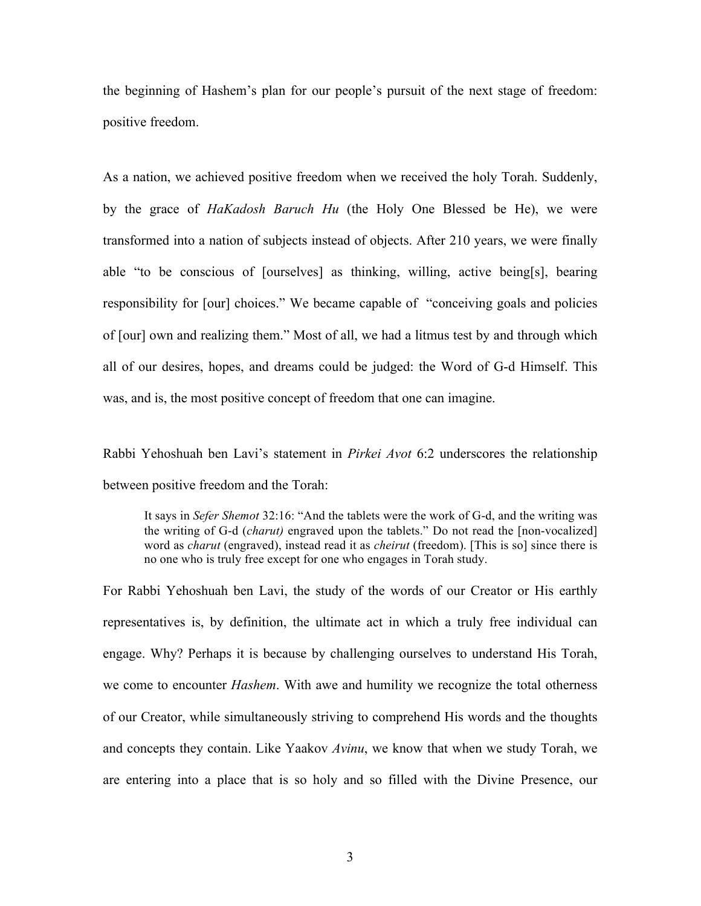the beginning of Hashem's plan for our people's pursuit of the next stage of freedom: positive freedom.

As a nation, we achieved positive freedom when we received the holy Torah. Suddenly, by the grace of *HaKadosh Baruch Hu* (the Holy One Blessed be He), we were transformed into a nation of subjects instead of objects. After 210 years, we were finally able "to be conscious of [ourselves] as thinking, willing, active being[s], bearing responsibility for [our] choices." We became capable of "conceiving goals and policies of [our] own and realizing them." Most of all, we had a litmus test by and through which all of our desires, hopes, and dreams could be judged: the Word of G-d Himself. This was, and is, the most positive concept of freedom that one can imagine.

Rabbi Yehoshuah ben Lavi's statement in *Pirkei Avot* 6:2 underscores the relationship between positive freedom and the Torah:

> It says in *Sefer Shemot* 32:16: "And the tablets were the work of G-d, and the writing was the writing of G-d (*charut)* engraved upon the tablets." Do not read the [non-vocalized] word as *charut* (engraved), instead read it as *cheirut* (freedom). [This is so] since there is no one who is truly free except for one who engages in Torah study.

For Rabbi Yehoshuah ben Lavi, the study of the words of our Creator or His earthly representatives is, by definition, the ultimate act in which a truly free individual can engage. Why? Perhaps it is because by challenging ourselves to understand His Torah, we come to encounter *Hashem*. With awe and humility we recognize the total otherness of our Creator, while simultaneously striving to comprehend His words and the thoughts and concepts they contain. Like Yaakov *Avinu*, we know that when we study Torah, we are entering into a place that is so holy and so filled with the Divine Presence, our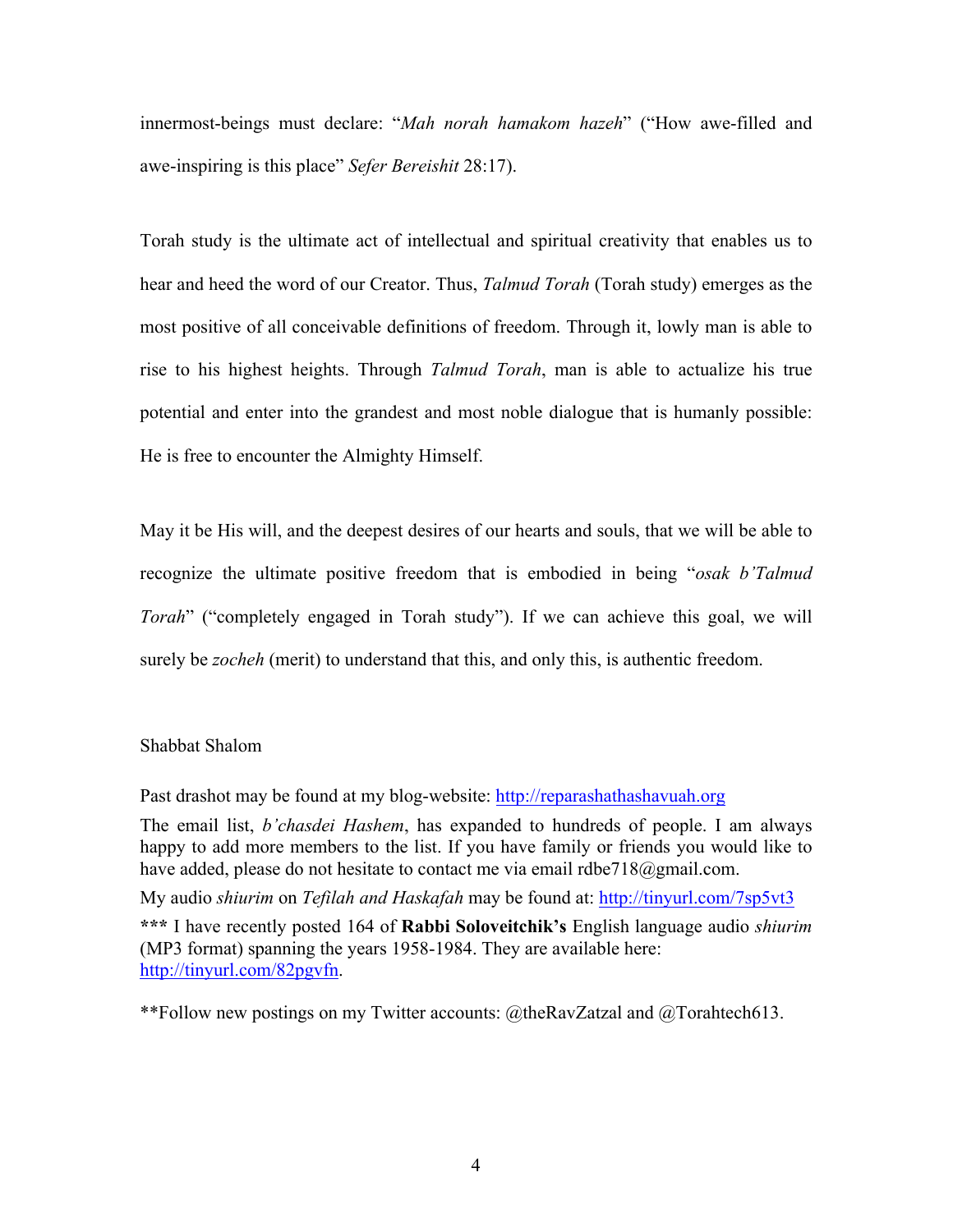innermost-beings must declare: "*Mah norah hamakom hazeh*" ("How awe-filled and awe-inspiring is this place" *Sefer Bereishit* 28:17).

Torah study is the ultimate act of intellectual and spiritual creativity that enables us to hear and heed the word of our Creator. Thus, *Talmud Torah* (Torah study) emerges as the most positive of all conceivable definitions of freedom. Through it, lowly man is able to rise to his highest heights. Through *Talmud Torah*, man is able to actualize his true potential and enter into the grandest and most noble dialogue that is humanly possible: He is free to encounter the Almighty Himself.

May it be His will, and the deepest desires of our hearts and souls, that we will be able to recognize the ultimate positive freedom that is embodied in being "*osak b'Talmud Torah*" ("completely engaged in Torah study"). If we can achieve this goal, we will surely be *zocheh* (merit) to understand that this, and only this, is authentic freedom.

Shabbat Shalom

Past drashot may be found at my blog-website: [http://reparashathashavuah.org](http://reparashathashavuah.org)

The email list, *b'chasdei Hashem*, has expanded to hundreds of people. I am always happy to add more members to the list. If you have family or friends you would like to have added, please do not hesitate to contact me via email rdbe718@gmail.com.

My audio *shiurim* on *Tefilah and Haskafah* may be found at: [http://tinyurl.com/7sp5vt3](http://tinyurl.com/7sp5vt3)

**\*\*\*** I have recently posted 164 of **Rabbi Soloveitchik's** English language audio *shiurim* (MP3 format) spanning the years 1958-1984. They are available here: [http://tinyurl.com/82pgvfn](http://tinyurl.com/82pgvfn).

**Follow new postings on my Twitter accounts: @theRavZatzal and @Torahtech613.